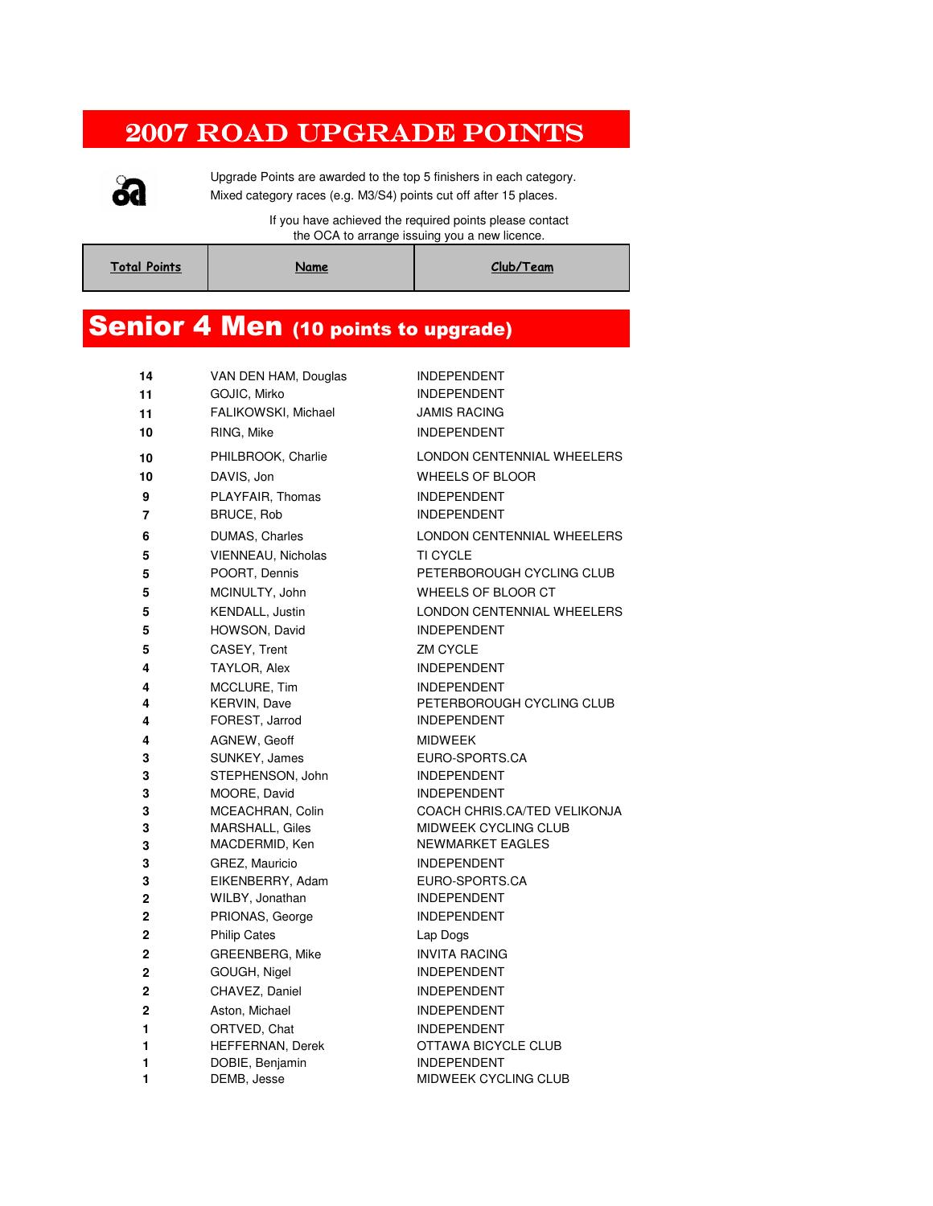# 2007 ROAD UPGRADE POINTS

Upgrade Points are awarded to the top 5 finishers in each category.
Mixed category races (e.g. M3/S4) points cut off after 15 places.

If you have achieved the required points please contact the OCA to arrange issuing you a new licence.

## Senior 4 Men (10 points to upgrade)

| Total Points | Name | Club/Team |
|---|---|---|
| 14 | VAN DEN HAM, Douglas | INDEPENDENT |
| 11 | GOJIC, Mirko | INDEPENDENT |
| 11 | FALIKOWSKI, Michael | JAMIS RACING |
| 10 | RING, Mike | INDEPENDENT |
| 10 | PHILBROOK, Charlie | LONDON CENTENNIAL WHEELERS |
| 10 | DAVIS, Jon | WHEELS OF BLOOR |
| 9 | PLAYFAIR, Thomas | INDEPENDENT |
| 7 | BRUCE, Rob | INDEPENDENT |
| 6 | DUMAS, Charles | LONDON CENTENNIAL WHEELERS |
| 5 | VIENNEAU, Nicholas | TI CYCLE |
| 5 | POORT, Dennis | PETERBOROUGH CYCLING CLUB |
| 5 | MCINULTY, John | WHEELS OF BLOOR CT |
| 5 | KENDALL, Justin | LONDON CENTENNIAL WHEELERS |
| 5 | HOWSON, David | INDEPENDENT |
| 5 | CASEY, Trent | ZM CYCLE |
| 4 | TAYLOR, Alex | INDEPENDENT |
| 4 | MCCLURE, Tim | INDEPENDENT |
| 4 | KERVIN, Dave | PETERBOROUGH CYCLING CLUB |
| 4 | FOREST, Jarrod | INDEPENDENT |
| 4 | AGNEW, Geoff | MIDWEEK |
| 3 | SUNKEY, James | EURO-SPORTS.CA |
| 3 | STEPHENSON, John | INDEPENDENT |
| 3 | MOORE, David | INDEPENDENT |
| 3 | MCEACHRAN, Colin | COACH CHRIS.CA/TED VELIKONJA |
| 3 | MARSHALL, Giles | MIDWEEK CYCLING CLUB |
| 3 | MACDERMID, Ken | NEWMARKET EAGLES |
| 3 | GREZ, Mauricio | INDEPENDENT |
| 3 | EIKENBERRY, Adam | EURO-SPORTS.CA |
| 2 | WILBY, Jonathan | INDEPENDENT |
| 2 | PRIONAS, George | INDEPENDENT |
| 2 | Philip Cates | Lap Dogs |
| 2 | GREENBERG, Mike | INVITA RACING |
| 2 | GOUGH, Nigel | INDEPENDENT |
| 2 | CHAVEZ, Daniel | INDEPENDENT |
| 2 | Aston, Michael | INDEPENDENT |
| 1 | ORTVED, Chat | INDEPENDENT |
| 1 | HEFFERNAN, Derek | OTTAWA BICYCLE CLUB |
| 1 | DOBIE, Benjamin | INDEPENDENT |
| 1 | DEMB, Jesse | MIDWEEK CYCLING CLUB |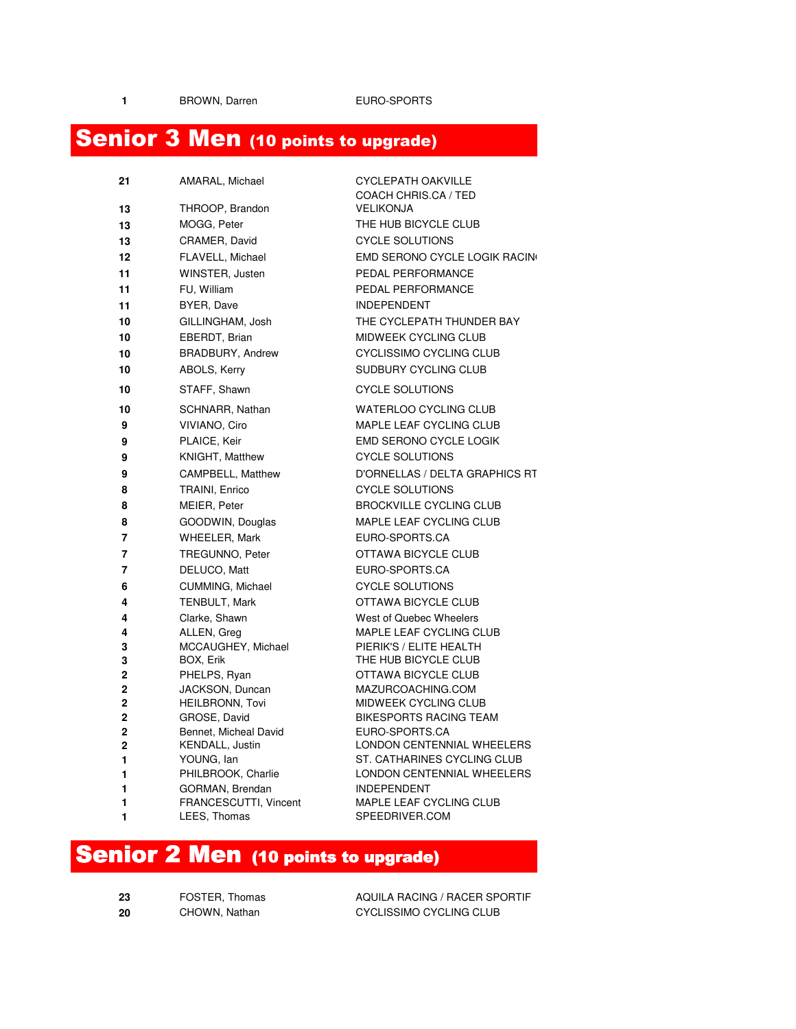| | | |
|---|---|---|
| 1 | BROWN, Darren | EURO-SPORTS |

## Senior 3 Men (10 points to upgrade)

| | | |
|---|---|---|
| 21 | AMARAL, Michael | CYCLEPATH OAKVILLE |
| 13 | THROOP, Brandon | COACH CHRIS.CA / TED VELIKONJA |
| 13 | MOGG, Peter | THE HUB BICYCLE CLUB |
| 13 | CRAMER, David | CYCLE SOLUTIONS |
| 12 | FLAVELL, Michael | EMD SERONO CYCLE LOGIK RACIN |
| 11 | WINSTER, Justen | PEDAL PERFORMANCE |
| 11 | FU, William | PEDAL PERFORMANCE |
| 11 | BYER, Dave | INDEPENDENT |
| 10 | GILLINGHAM, Josh | THE CYCLEPATH THUNDER BAY |
| 10 | EBERDT, Brian | MIDWEEK CYCLING CLUB |
| 10 | BRADBURY, Andrew | CYCLISSIMO CYCLING CLUB |
| 10 | ABOLS, Kerry | SUDBURY CYCLING CLUB |
| 10 | STAFF, Shawn | CYCLE SOLUTIONS |
| 10 | SCHNARR, Nathan | WATERLOO CYCLING CLUB |
| 9 | VIVIANO, Ciro | MAPLE LEAF CYCLING CLUB |
| 9 | PLAICE, Keir | EMD SERONO CYCLE LOGIK |
| 9 | KNIGHT, Matthew | CYCLE SOLUTIONS |
| 9 | CAMPBELL, Matthew | D'ORNELLAS / DELTA GRAPHICS RT |
| 8 | TRAINI, Enrico | CYCLE SOLUTIONS |
| 8 | MEIER, Peter | BROCKVILLE CYCLING CLUB |
| 8 | GOODWIN, Douglas | MAPLE LEAF CYCLING CLUB |
| 7 | WHEELER, Mark | EURO-SPORTS.CA |
| 7 | TREGUNNO, Peter | OTTAWA BICYCLE CLUB |
| 7 | DELUCO, Matt | EURO-SPORTS.CA |
| 6 | CUMMING, Michael | CYCLE SOLUTIONS |
| 4 | TENBULT, Mark | OTTAWA BICYCLE CLUB |
| 4 | Clarke, Shawn | West of Quebec Wheelers |
| 4 | ALLEN, Greg | MAPLE LEAF CYCLING CLUB |
| 3 | MCCAUGHEY, Michael | PIERIK'S / ELITE HEALTH |
| 3 | BOX, Erik | THE HUB BICYCLE CLUB |
| 2 | PHELPS, Ryan | OTTAWA BICYCLE CLUB |
| 2 | JACKSON, Duncan | MAZURCOACHING.COM |
| 2 | HEILBRONN, Tovi | MIDWEEK CYCLING CLUB |
| 2 | GROSE, David | BIKESPORTS RACING TEAM |
| 2 | Bennet, Micheal David | EURO-SPORTS.CA |
| 2 | KENDALL, Justin | LONDON CENTENNIAL WHEELERS |
| 1 | YOUNG, Ian | ST. CATHARINES CYCLING CLUB |
| 1 | PHILBROOK, Charlie | LONDON CENTENNIAL WHEELERS |
| 1 | GORMAN, Brendan | INDEPENDENT |
| 1 | FRANCESCUTTI, Vincent | MAPLE LEAF CYCLING CLUB |
| 1 | LEES, Thomas | SPEEDRIVER.COM |

## Senior 2 Men (10 points to upgrade)

| | | |
|---|---|---|
| 23 | FOSTER, Thomas | AQUILA RACING / RACER SPORTIF |
| 20 | CHOWN, Nathan | CYCLISSIMO CYCLING CLUB |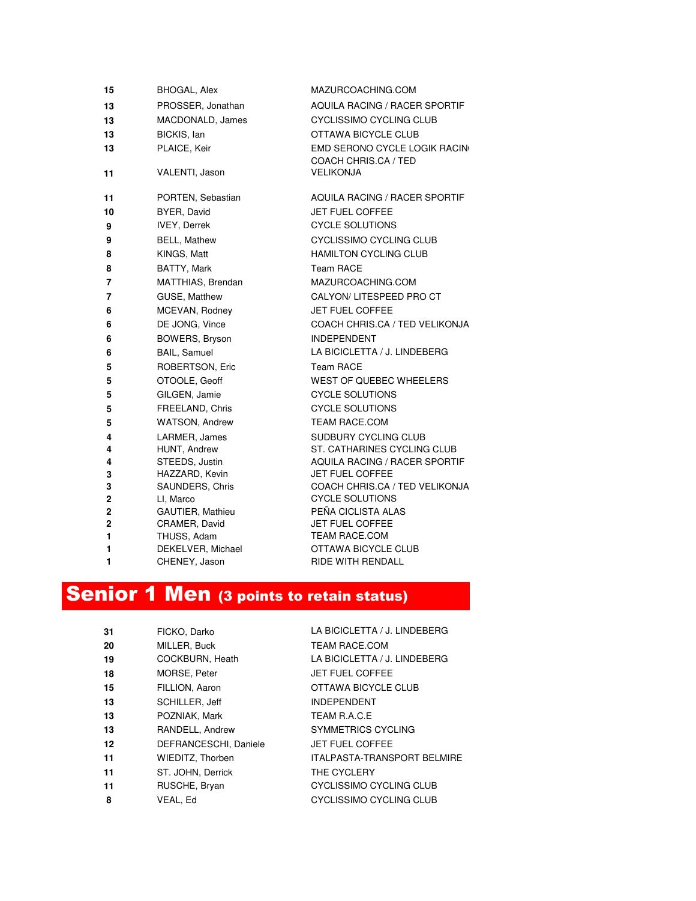| | | |
|---|---|---|
| 15 | BHOGAL, Alex | MAZURCOACHING.COM |
| 13 | PROSSER, Jonathan | AQUILA RACING / RACER SPORTIF |
| 13 | MACDONALD, James | CYCLISSIMO CYCLING CLUB |
| 13 | BICKIS, Ian | OTTAWA BICYCLE CLUB |
| 13 | PLAICE, Keir | EMD SERONO CYCLE LOGIK RACIN( |
| 11 | VALENTI, Jason | COACH CHRIS.CA / TED VELIKONJA |
| 11 | PORTEN, Sebastian | AQUILA RACING / RACER SPORTIF |
| 10 | BYER, David | JET FUEL COFFEE |
| 9 | IVEY, Derrek | CYCLE SOLUTIONS |
| 9 | BELL, Mathew | CYCLISSIMO CYCLING CLUB |
| 8 | KINGS, Matt | HAMILTON CYCLING CLUB |
| 8 | BATTY, Mark | Team RACE |
| 7 | MATTHIAS, Brendan | MAZURCOACHING.COM |
| 7 | GUSE, Matthew | CALYON/ LITESPEED PRO CT |
| 6 | MCEVAN, Rodney | JET FUEL COFFEE |
| 6 | DE JONG, Vince | COACH CHRIS.CA / TED VELIKONJA |
| 6 | BOWERS, Bryson | INDEPENDENT |
| 6 | BAIL, Samuel | LA BICICLETTA / J. LINDEBERG |
| 5 | ROBERTSON, Eric | Team RACE |
| 5 | OTOOLE, Geoff | WEST OF QUEBEC WHEELERS |
| 5 | GILGEN, Jamie | CYCLE SOLUTIONS |
| 5 | FREELAND, Chris | CYCLE SOLUTIONS |
| 5 | WATSON, Andrew | TEAM RACE.COM |
| 4 | LARMER, James | SUDBURY CYCLING CLUB |
| 4 | HUNT, Andrew | ST. CATHARINES CYCLING CLUB |
| 4 | STEEDS, Justin | AQUILA RACING / RACER SPORTIF |
| 3 | HAZZARD, Kevin | JET FUEL COFFEE |
| 3 | SAUNDERS, Chris | COACH CHRIS.CA / TED VELIKONJA |
| 2 | LI, Marco | CYCLE SOLUTIONS |
| 2 | GAUTIER, Mathieu | PEÑA CICLISTA ALAS |
| 2 | CRAMER, David | JET FUEL COFFEE |
| 1 | THUSS, Adam | TEAM RACE.COM |
| 1 | DEKELVER, Michael | OTTAWA BICYCLE CLUB |
| 1 | CHENEY, Jason | RIDE WITH RENDALL |

## Senior 1 Men (3 points to retain status)

| | | |
|---|---|---|
| 31 | FICKO, Darko | LA BICICLETTA / J. LINDEBERG |
| 20 | MILLER, Buck | TEAM RACE.COM |
| 19 | COCKBURN, Heath | LA BICICLETTA / J. LINDEBERG |
| 18 | MORSE, Peter | JET FUEL COFFEE |
| 15 | FILLION, Aaron | OTTAWA BICYCLE CLUB |
| 13 | SCHILLER, Jeff | INDEPENDENT |
| 13 | POZNIAK, Mark | TEAM R.A.C.E |
| 13 | RANDELL, Andrew | SYMMETRICS CYCLING |
| 12 | DEFRANCESCHI, Daniele | JET FUEL COFFEE |
| 11 | WIEDITZ, Thorben | ITALPASTA-TRANSPORT BELMIRE |
| 11 | ST. JOHN, Derrick | THE CYCLERY |
| 11 | RUSCHE, Bryan | CYCLISSIMO CYCLING CLUB |
| 8 | VEAL, Ed | CYCLISSIMO CYCLING CLUB |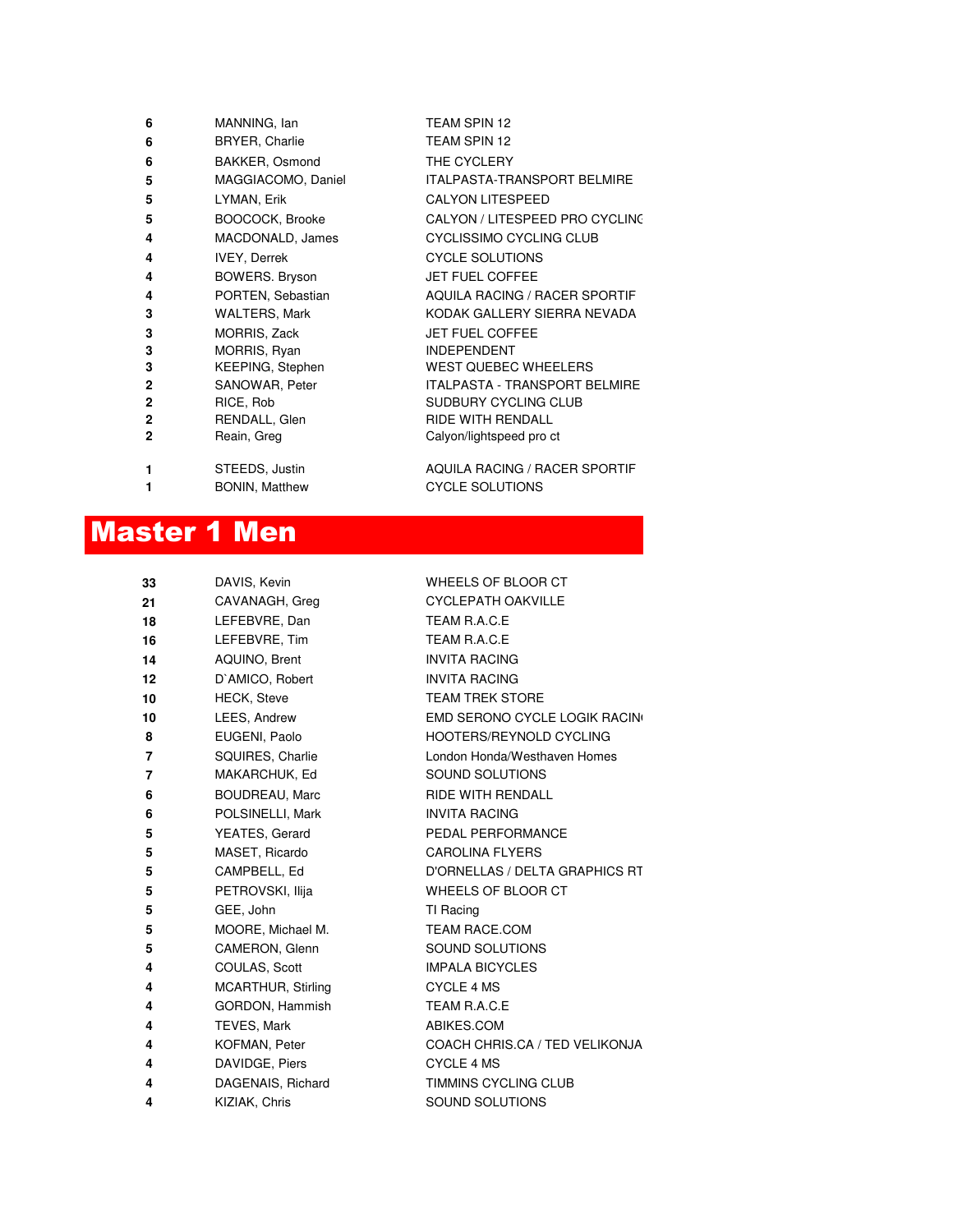| | | |
|---|---|---|
| 6 | MANNING, Ian | TEAM SPIN 12 |
| 6 | BRYER, Charlie | TEAM SPIN 12 |
| 6 | BAKKER, Osmond | THE CYCLERY |
| 5 | MAGGIACOMO, Daniel | ITALPASTA-TRANSPORT BELMIRE |
| 5 | LYMAN, Erik | CALYON LITESPEED |
| 5 | BOOCOCK, Brooke | CALYON / LITESPEED PRO CYCLINC |
| 4 | MACDONALD, James | CYCLISSIMO CYCLING CLUB |
| 4 | IVEY, Derrek | CYCLE SOLUTIONS |
| 4 | BOWERS. Bryson | JET FUEL COFFEE |
| 4 | PORTEN, Sebastian | AQUILA RACING / RACER SPORTIF |
| 3 | WALTERS, Mark | KODAK GALLERY SIERRA NEVADA |
| 3 | MORRIS, Zack | JET FUEL COFFEE |
| 3 | MORRIS, Ryan | INDEPENDENT |
| 3 | KEEPING, Stephen | WEST QUEBEC WHEELERS |
| 2 | SANOWAR, Peter | ITALPASTA - TRANSPORT BELMIRE |
| 2 | RICE, Rob | SUDBURY CYCLING CLUB |
| 2 | RENDALL, Glen | RIDE WITH RENDALL |
| 2 | Reain, Greg | Calyon/lightspeed pro ct |
| 1 | STEEDS, Justin | AQUILA RACING / RACER SPORTIF |
| 1 | BONIN, Matthew | CYCLE SOLUTIONS |

# Master 1 Men

| | | |
|---|---|---|
| 33 | DAVIS, Kevin | WHEELS OF BLOOR CT |
| 21 | CAVANAGH, Greg | CYCLEPATH OAKVILLE |
| 18 | LEFEBVRE, Dan | TEAM R.A.C.E |
| 16 | LEFEBVRE, Tim | TEAM R.A.C.E |
| 14 | AQUINO, Brent | INVITA RACING |
| 12 | D`AMICO, Robert | INVITA RACING |
| 10 | HECK, Steve | TEAM TREK STORE |
| 10 | LEES, Andrew | EMD SERONO CYCLE LOGIK RACIN( |
| 8 | EUGENI, Paolo | HOOTERS/REYNOLD CYCLING |
| 7 | SQUIRES, Charlie | London Honda/Westhaven Homes |
| 7 | MAKARCHUK, Ed | SOUND SOLUTIONS |
| 6 | BOUDREAU, Marc | RIDE WITH RENDALL |
| 6 | POLSINELLI, Mark | INVITA RACING |
| 5 | YEATES, Gerard | PEDAL PERFORMANCE |
| 5 | MASET, Ricardo | CAROLINA FLYERS |
| 5 | CAMPBELL, Ed | D'ORNELLAS / DELTA GRAPHICS RT |
| 5 | PETROVSKI, Ilija | WHEELS OF BLOOR CT |
| 5 | GEE, John | TI Racing |
| 5 | MOORE, Michael M. | TEAM RACE.COM |
| 5 | CAMERON, Glenn | SOUND SOLUTIONS |
| 4 | COULAS, Scott | IMPALA BICYCLES |
| 4 | MCARTHUR, Stirling | CYCLE 4 MS |
| 4 | GORDON, Hammish | TEAM R.A.C.E |
| 4 | TEVES, Mark | ABIKES.COM |
| 4 | KOFMAN, Peter | COACH CHRIS.CA / TED VELIKONJA |
| 4 | DAVIDGE, Piers | CYCLE 4 MS |
| 4 | DAGENAIS, Richard | TIMMINS CYCLING CLUB |
| 4 | KIZIAK, Chris | SOUND SOLUTIONS |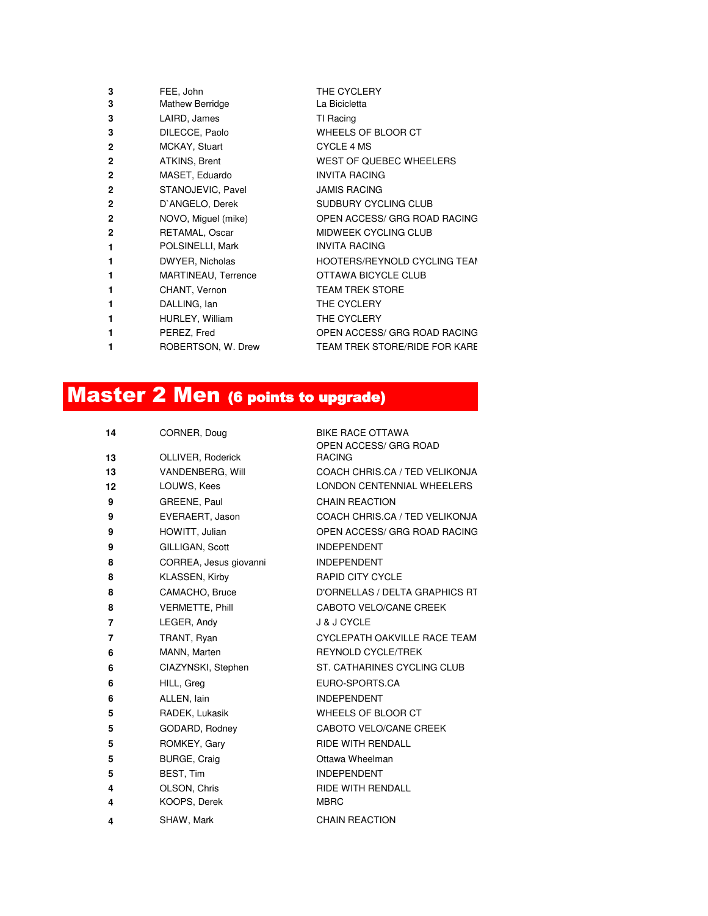| | | |
|---|---|---|
| **3** | FEE, John | THE CYCLERY |
| **3** | Mathew Berridge | La Bicicletta |
| **3** | LAIRD, James | TI Racing |
| **3** | DILECCE, Paolo | WHEELS OF BLOOR CT |
| **2** | MCKAY, Stuart | CYCLE 4 MS |
| **2** | ATKINS, Brent | WEST OF QUEBEC WHEELERS |
| **2** | MASET, Eduardo | INVITA RACING |
| **2** | STANOJEVIC, Pavel | JAMIS RACING |
| **2** | D`ANGELO, Derek | SUDBURY CYCLING CLUB |
| **2** | NOVO, Miguel (mike) | OPEN ACCESS/ GRG ROAD RACING |
| **2** | RETAMAL, Oscar | MIDWEEK CYCLING CLUB |
| **1** | POLSINELLI, Mark | INVITA RACING |
| **1** | DWYER, Nicholas | HOOTERS/REYNOLD CYCLING TEAI |
| **1** | MARTINEAU, Terrence | OTTAWA BICYCLE CLUB |
| **1** | CHANT, Vernon | TEAM TREK STORE |
| **1** | DALLING, Ian | THE CYCLERY |
| **1** | HURLEY, William | THE CYCLERY |
| **1** | PEREZ, Fred | OPEN ACCESS/ GRG ROAD RACING |
| **1** | ROBERTSON, W. Drew | TEAM TREK STORE/RIDE FOR KARE |

## Master 2 Men (6 points to upgrade)

| | | |
|---|---|---|
| **14** | CORNER, Doug | BIKE RACE OTTAWA |
| **13** | OLLIVER, Roderick | OPEN ACCESS/ GRG ROAD RACING |
| **13** | VANDENBERG, Will | COACH CHRIS.CA / TED VELIKONJA |
| **12** | LOUWS, Kees | LONDON CENTENNIAL WHEELERS |
| **9** | GREENE, Paul | CHAIN REACTION |
| **9** | EVERAERT, Jason | COACH CHRIS.CA / TED VELIKONJA |
| **9** | HOWITT, Julian | OPEN ACCESS/ GRG ROAD RACING |
| **9** | GILLIGAN, Scott | INDEPENDENT |
| **8** | CORREA, Jesus giovanni | INDEPENDENT |
| **8** | KLASSEN, Kirby | RAPID CITY CYCLE |
| **8** | CAMACHO, Bruce | D'ORNELLAS / DELTA GRAPHICS RT |
| **8** | VERMETTE, Phill | CABOTO VELO/CANE CREEK |
| **7** | LEGER, Andy | J & J CYCLE |
| **7** | TRANT, Ryan | CYCLEPATH OAKVILLE RACE TEAM |
| **6** | MANN, Marten | REYNOLD CYCLE/TREK |
| **6** | CIAZYNSKI, Stephen | ST. CATHARINES CYCLING CLUB |
| **6** | HILL, Greg | EURO-SPORTS.CA |
| **6** | ALLEN, Iain | INDEPENDENT |
| **5** | RADEK, Lukasik | WHEELS OF BLOOR CT |
| **5** | GODARD, Rodney | CABOTO VELO/CANE CREEK |
| **5** | ROMKEY, Gary | RIDE WITH RENDALL |
| **5** | BURGE, Craig | Ottawa Wheelman |
| **5** | BEST, Tim | INDEPENDENT |
| **4** | OLSON, Chris | RIDE WITH RENDALL |
| **4** | KOOPS, Derek | MBRC |
| **4** | SHAW, Mark | CHAIN REACTION |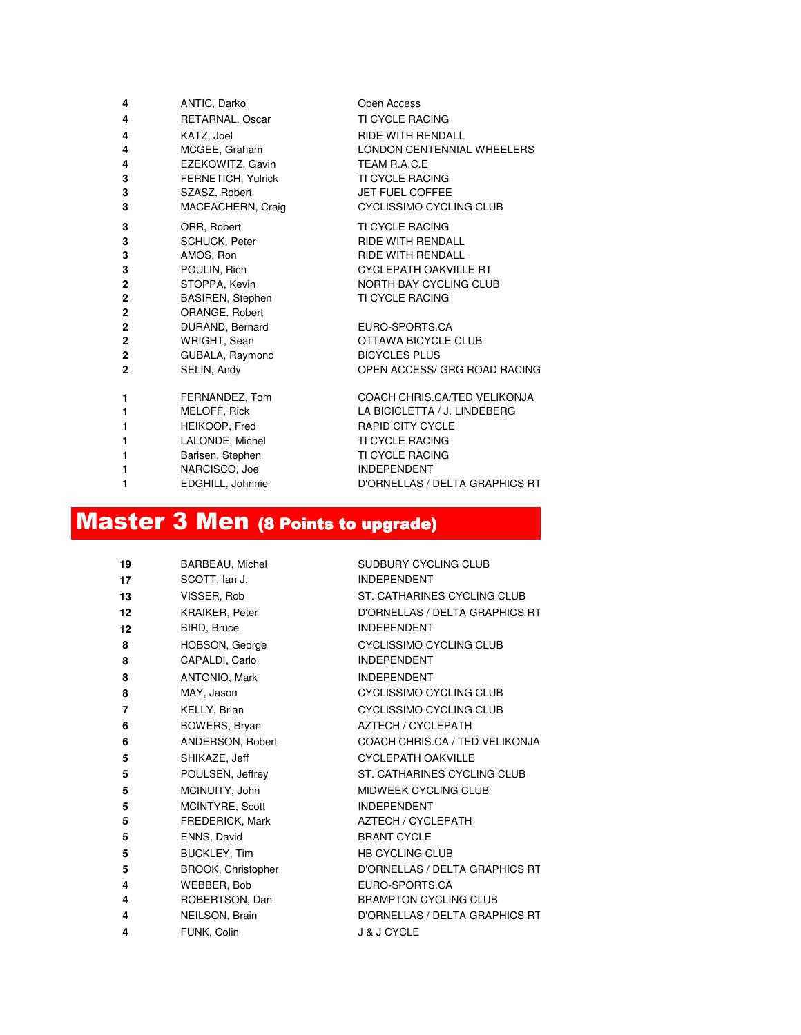| | | |
|---|---|---|
| 4 | ANTIC, Darko | Open Access |
| 4 | RETARNAL, Oscar | TI CYCLE RACING |
| 4 | KATZ, Joel | RIDE WITH RENDALL |
| 4 | MCGEE, Graham | LONDON CENTENNIAL WHEELERS |
| 4 | EZEKOWITZ, Gavin | TEAM R.A.C.E |
| 3 | FERNETICH, Yulrick | TI CYCLE RACING |
| 3 | SZASZ, Robert | JET FUEL COFFEE |
| 3 | MACEACHERN, Craig | CYCLISSIMO CYCLING CLUB |
| 3 | ORR, Robert | TI CYCLE RACING |
| 3 | SCHUCK, Peter | RIDE WITH RENDALL |
| 3 | AMOS, Ron | RIDE WITH RENDALL |
| 3 | POULIN, Rich | CYCLEPATH OAKVILLE RT |
| 2 | STOPPA, Kevin | NORTH BAY CYCLING CLUB |
| 2 | BASIREN, Stephen | TI CYCLE RACING |
| 2 | ORANGE, Robert | |
| 2 | DURAND, Bernard | EURO-SPORTS.CA |
| 2 | WRIGHT, Sean | OTTAWA BICYCLE CLUB |
| 2 | GUBALA, Raymond | BICYCLES PLUS |
| 2 | SELIN, Andy | OPEN ACCESS/ GRG ROAD RACING |
| 1 | FERNANDEZ, Tom | COACH CHRIS.CA/TED VELIKONJA |
| 1 | MELOFF, Rick | LA BICICLETTA / J. LINDEBERG |
| 1 | HEIKOOP, Fred | RAPID CITY CYCLE |
| 1 | LALONDE, Michel | TI CYCLE RACING |
| 1 | Barisen, Stephen | TI CYCLE RACING |
| 1 | NARCISCO, Joe | INDEPENDENT |
| 1 | EDGHILL, Johnnie | D'ORNELLAS / DELTA GRAPHICS RT |

## Master 3 Men (8 Points to upgrade)

| | | |
|---|---|---|
| 19 | BARBEAU, Michel | SUDBURY CYCLING CLUB |
| 17 | SCOTT, Ian J. | INDEPENDENT |
| 13 | VISSER, Rob | ST. CATHARINES CYCLING CLUB |
| 12 | KRAIKER, Peter | D'ORNELLAS / DELTA GRAPHICS RT |
| 12 | BIRD, Bruce | INDEPENDENT |
| 8 | HOBSON, George | CYCLISSIMO CYCLING CLUB |
| 8 | CAPALDI, Carlo | INDEPENDENT |
| 8 | ANTONIO, Mark | INDEPENDENT |
| 8 | MAY, Jason | CYCLISSIMO CYCLING CLUB |
| 7 | KELLY, Brian | CYCLISSIMO CYCLING CLUB |
| 6 | BOWERS, Bryan | AZTECH / CYCLEPATH |
| 6 | ANDERSON, Robert | COACH CHRIS.CA / TED VELIKONJA |
| 5 | SHIKAZE, Jeff | CYCLEPATH OAKVILLE |
| 5 | POULSEN, Jeffrey | ST. CATHARINES CYCLING CLUB |
| 5 | MCINUITY, John | MIDWEEK CYCLING CLUB |
| 5 | MCINTYRE, Scott | INDEPENDENT |
| 5 | FREDERICK, Mark | AZTECH / CYCLEPATH |
| 5 | ENNS, David | BRANT CYCLE |
| 5 | BUCKLEY, Tim | HB CYCLING CLUB |
| 5 | BROOK, Christopher | D'ORNELLAS / DELTA GRAPHICS RT |
| 4 | WEBBER, Bob | EURO-SPORTS.CA |
| 4 | ROBERTSON, Dan | BRAMPTON CYCLING CLUB |
| 4 | NEILSON, Brain | D'ORNELLAS / DELTA GRAPHICS RT |
| 4 | FUNK, Colin | J & J CYCLE |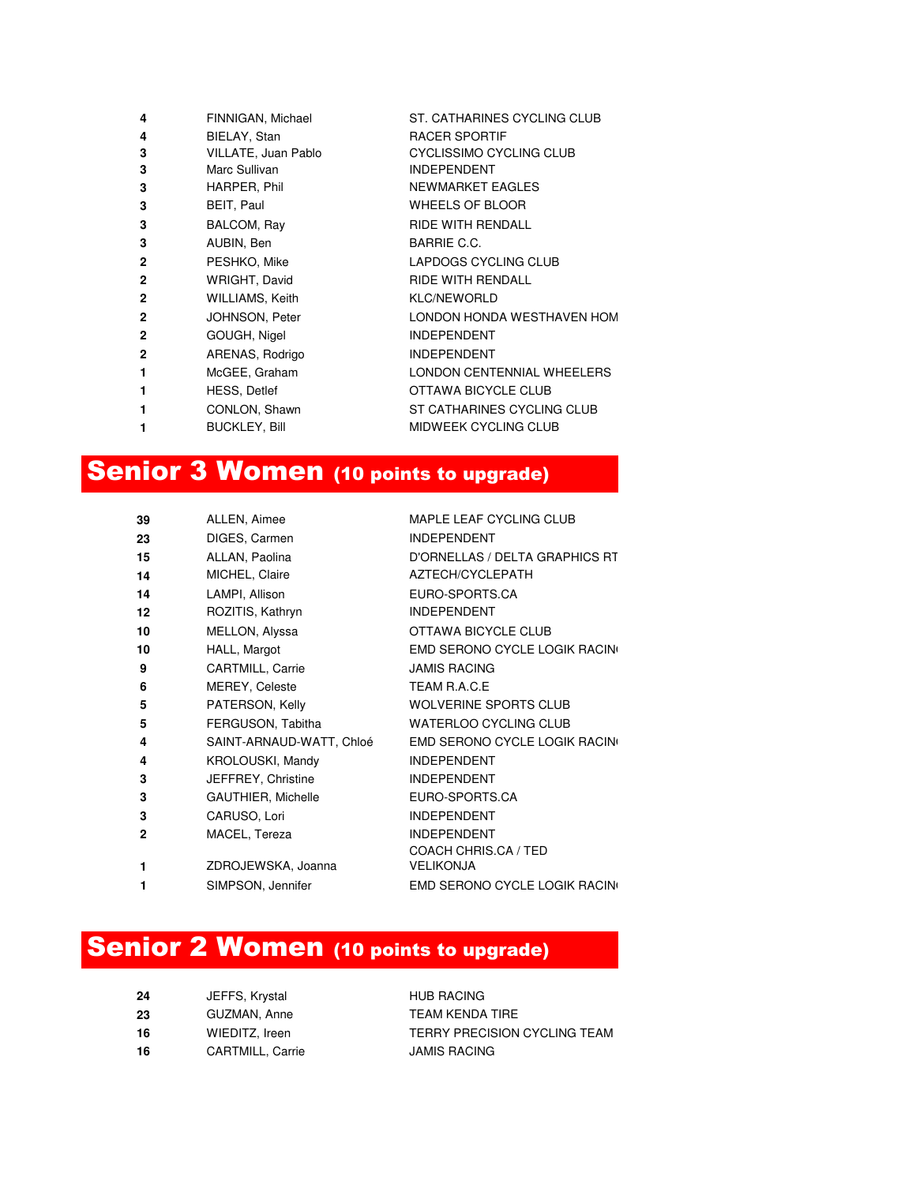| | | |
|---|---|---|
| **4** | FINNIGAN, Michael | ST. CATHARINES CYCLING CLUB |
| **4** | BIELAY, Stan | RACER SPORTIF |
| **3** | VILLATE, Juan Pablo | CYCLISSIMO CYCLING CLUB |
| **3** | Marc Sullivan | INDEPENDENT |
| **3** | HARPER, Phil | NEWMARKET EAGLES |
| **3** | BEIT, Paul | WHEELS OF BLOOR |
| **3** | BALCOM, Ray | RIDE WITH RENDALL |
| **3** | AUBIN, Ben | BARRIE C.C. |
| **2** | PESHKO, Mike | LAPDOGS CYCLING CLUB |
| **2** | WRIGHT, David | RIDE WITH RENDALL |
| **2** | WILLIAMS, Keith | KLC/NEWORLD |
| **2** | JOHNSON, Peter | LONDON HONDA WESTHAVEN HOM |
| **2** | GOUGH, Nigel | INDEPENDENT |
| **2** | ARENAS, Rodrigo | INDEPENDENT |
| **1** | McGEE, Graham | LONDON CENTENNIAL WHEELERS |
| **1** | HESS, Detlef | OTTAWA BICYCLE CLUB |
| **1** | CONLON, Shawn | ST CATHARINES CYCLING CLUB |
| **1** | BUCKLEY, Bill | MIDWEEK CYCLING CLUB |

# Senior 3 Women (10 points to upgrade)

| | | |
|---|---|---|
| **39** | ALLEN, Aimee | MAPLE LEAF CYCLING CLUB |
| **23** | DIGES, Carmen | INDEPENDENT |
| **15** | ALLAN, Paolina | D'ORNELLAS / DELTA GRAPHICS RT |
| **14** | MICHEL, Claire | AZTECH/CYCLEPATH |
| **14** | LAMPI, Allison | EURO-SPORTS.CA |
| **12** | ROZITIS, Kathryn | INDEPENDENT |
| **10** | MELLON, Alyssa | OTTAWA BICYCLE CLUB |
| **10** | HALL, Margot | EMD SERONO CYCLE LOGIK RACIN |
| **9** | CARTMILL, Carrie | JAMIS RACING |
| **6** | MEREY, Celeste | TEAM R.A.C.E |
| **5** | PATERSON, Kelly | WOLVERINE SPORTS CLUB |
| **5** | FERGUSON, Tabitha | WATERLOO CYCLING CLUB |
| **4** | SAINT-ARNAUD-WATT, Chloé | EMD SERONO CYCLE LOGIK RACIN |
| **4** | KROLOUSKI, Mandy | INDEPENDENT |
| **3** | JEFFREY, Christine | INDEPENDENT |
| **3** | GAUTHIER, Michelle | EURO-SPORTS.CA |
| **3** | CARUSO, Lori | INDEPENDENT |
| **2** | MACEL, Tereza | INDEPENDENT |
| **1** | ZDROJEWSKA, Joanna | COACH CHRIS.CA / TED VELIKONJA |
| **1** | SIMPSON, Jennifer | EMD SERONO CYCLE LOGIK RACIN |

# Senior 2 Women (10 points to upgrade)

| | | |
|---|---|---|
| **24** | JEFFS, Krystal | HUB RACING |
| **23** | GUZMAN, Anne | TEAM KENDA TIRE |
| **16** | WIEDITZ, Ireen | TERRY PRECISION CYCLING TEAM |
| **16** | CARTMILL, Carrie | JAMIS RACING |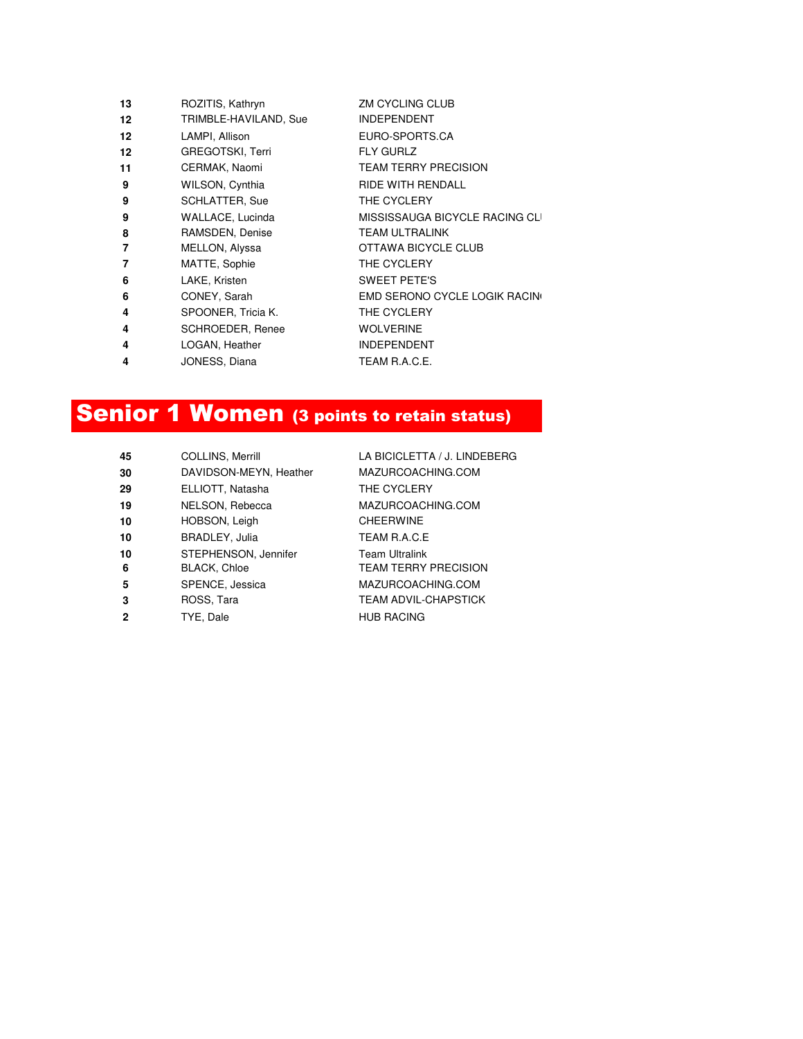| | | |
|---|---|---|
| **13** | ROZITIS, Kathryn | ZM CYCLING CLUB |
| **12** | TRIMBLE-HAVILAND, Sue | INDEPENDENT |
| **12** | LAMPI, Allison | EURO-SPORTS.CA |
| **12** | GREGOTSKI, Terri | FLY GURLZ |
| **11** | CERMAK, Naomi | TEAM TERRY PRECISION |
| **9** | WILSON, Cynthia | RIDE WITH RENDALL |
| **9** | SCHLATTER, Sue | THE CYCLERY |
| **9** | WALLACE, Lucinda | MISSISSAUGA BICYCLE RACING CLI |
| **8** | RAMSDEN, Denise | TEAM ULTRALINK |
| **7** | MELLON, Alyssa | OTTAWA BICYCLE CLUB |
| **7** | MATTE, Sophie | THE CYCLERY |
| **6** | LAKE, Kristen | SWEET PETE'S |
| **6** | CONEY, Sarah | EMD SERONO CYCLE LOGIK RACIN |
| **4** | SPOONER, Tricia K. | THE CYCLERY |
| **4** | SCHROEDER, Renee | WOLVERINE |
| **4** | LOGAN, Heather | INDEPENDENT |
| **4** | JONESS, Diana | TEAM R.A.C.E. |

## Senior 1 Women (3 points to retain status)

| | | |
|---|---|---|
| **45** | COLLINS, Merrill | LA BICICLETTA / J. LINDEBERG |
| **30** | DAVIDSON-MEYN, Heather | MAZURCOACHING.COM |
| **29** | ELLIOTT, Natasha | THE CYCLERY |
| **19** | NELSON, Rebecca | MAZURCOACHING.COM |
| **10** | HOBSON, Leigh | CHEERWINE |
| **10** | BRADLEY, Julia | TEAM R.A.C.E |
| **10** | STEPHENSON, Jennifer | Team Ultralink |
| **6** | BLACK, Chloe | TEAM TERRY PRECISION |
| **5** | SPENCE, Jessica | MAZURCOACHING.COM |
| **3** | ROSS, Tara | TEAM ADVIL-CHAPSTICK |
| **2** | TYE, Dale | HUB RACING |